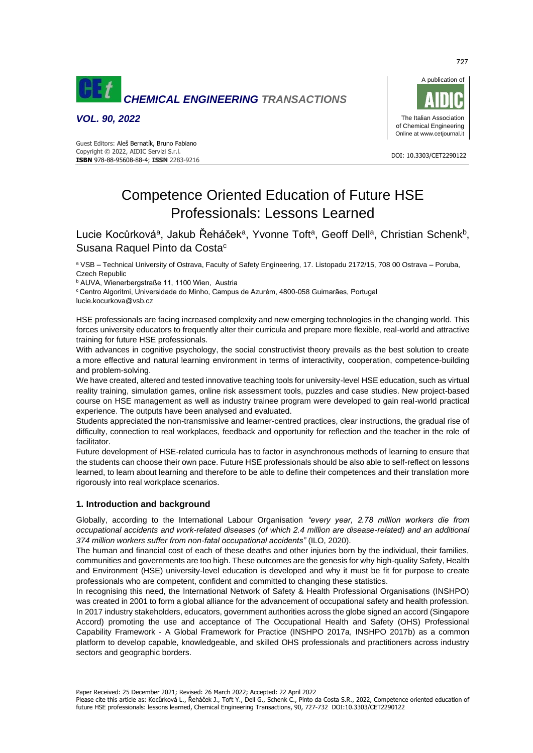# Competence Oriented Education of Future HSE Professionals: Lessons Learned

Lucie Kocůrková[a], Jakub Řeháček[a], Yvonne Toft[a], Geoff Dell[a], Christian Schenk[b], Susana Raquel Pinto da Costa[c]

[a] VSB – Technical University of Ostrava, Faculty of Safety Engineering, 17. Listopadu 2172/15, 708 00 Ostrava – Poruba, Czech Republic

[b] AUVA, Wienerbergstraße 11, 1100 Wien, Austria

[c] Centro Algoritmi, Universidade do Minho, Campus de Azurém, 4800-058 Guimarães, Portugal

lucie.kocurkova@vsb.cz

HSE professionals are facing increased complexity and new emerging technologies in the changing world. This forces university educators to frequently alter their curricula and prepare more flexible, real-world and attractive training for future HSE professionals.

With advances in cognitive psychology, the social constructivist theory prevails as the best solution to create a more effective and natural learning environment in terms of interactivity, cooperation, competence-building and problem-solving.

We have created, altered and tested innovative teaching tools for university-level HSE education, such as virtual reality training, simulation games, online risk assessment tools, puzzles and case studies. New project-based course on HSE management as well as industry trainee program were developed to gain real-world practical experience. The outputs have been analysed and evaluated.

Students appreciated the non-transmissive and learner-centred practices, clear instructions, the gradual rise of difficulty, connection to real workplaces, feedback and opportunity for reflection and the teacher in the role of facilitator.

Future development of HSE-related curricula has to factor in asynchronous methods of learning to ensure that the students can choose their own pace. Future HSE professionals should be also able to self-reflect on lessons learned, to learn about learning and therefore to be able to define their competences and their translation more rigorously into real workplace scenarios.

## 1. Introduction and background

Globally, according to the International Labour Organisation *"every year, 2.78 million workers die from occupational accidents and work-related diseases (of which 2.4 million are disease-related) and an additional 374 million workers suffer from non-fatal occupational accidents"* (ILO, 2020).

The human and financial cost of each of these deaths and other injuries born by the individual, their families, communities and governments are too high. These outcomes are the genesis for why high-quality Safety, Health and Environment (HSE) university-level education is developed and why it must be fit for purpose to create professionals who are competent, confident and committed to changing these statistics.

In recognising this need, the International Network of Safety & Health Professional Organisations (INSHPO) was created in 2001 to form a global alliance for the advancement of occupational safety and health profession. In 2017 industry stakeholders, educators, government authorities across the globe signed an accord (Singapore Accord) promoting the use and acceptance of The Occupational Health and Safety (OHS) Professional Capability Framework - A Global Framework for Practice (INSHPO 2017a, INSHPO 2017b) as a common platform to develop capable, knowledgeable, and skilled OHS professionals and practitioners across industry sectors and geographic borders.

Paper Received: 25 December 2021; Revised: 26 March 2022; Accepted: 22 April 2022

Please cite this article as: Kocůrková L., Řeháček J., Toft Y., Dell G., Schenk C., Pinto da Costa S.R., 2022, Competence oriented education of future HSE professionals: lessons learned, Chemical Engineering Transactions, 90, 727-732 DOI:10.3303/CET2290122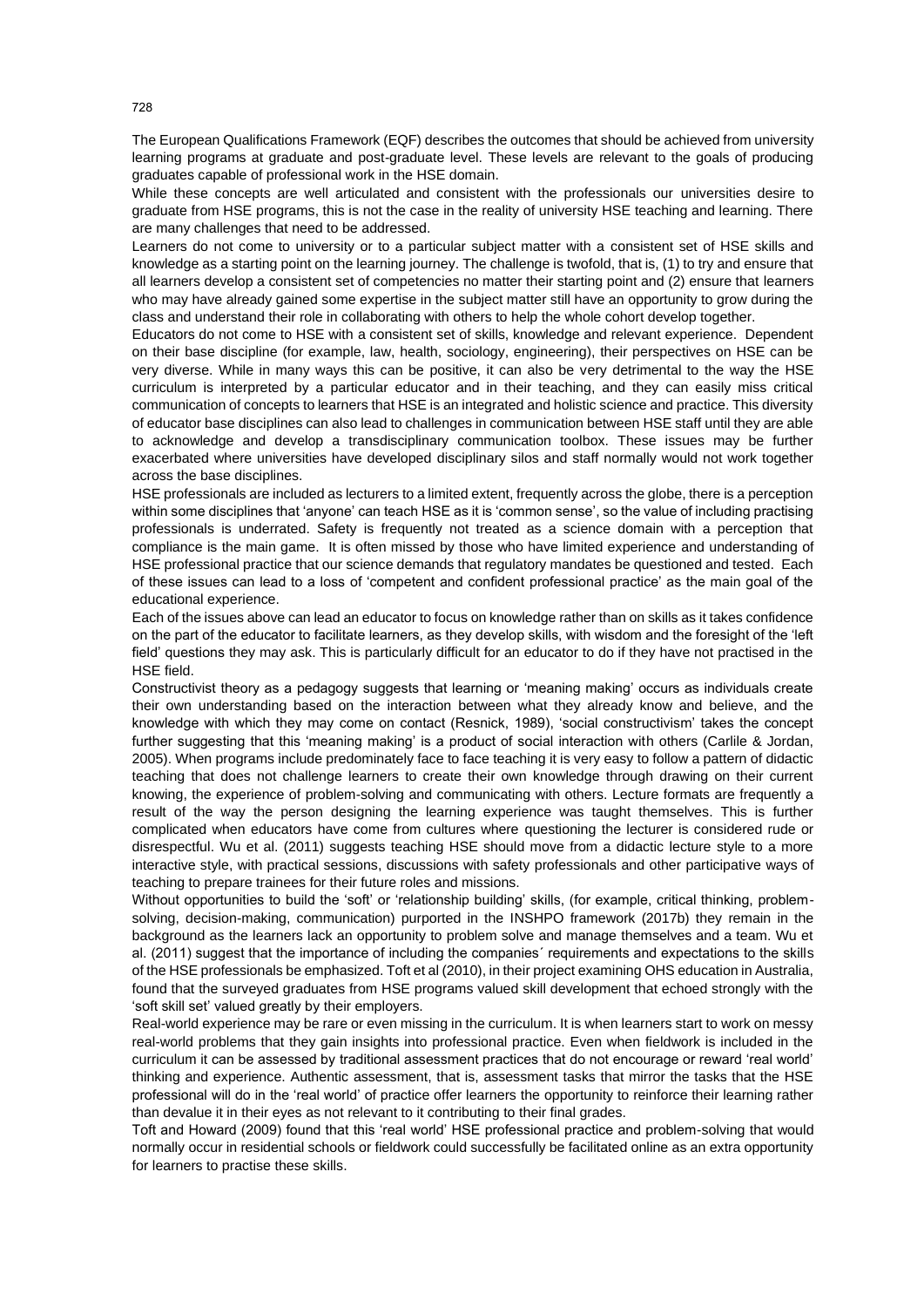The European Qualifications Framework (EQF) describes the outcomes that should be achieved from university learning programs at graduate and post-graduate level. These levels are relevant to the goals of producing graduates capable of professional work in the HSE domain.

While these concepts are well articulated and consistent with the professionals our universities desire to graduate from HSE programs, this is not the case in the reality of university HSE teaching and learning. There are many challenges that need to be addressed.

Learners do not come to university or to a particular subject matter with a consistent set of HSE skills and knowledge as a starting point on the learning journey. The challenge is twofold, that is, (1) to try and ensure that all learners develop a consistent set of competencies no matter their starting point and (2) ensure that learners who may have already gained some expertise in the subject matter still have an opportunity to grow during the class and understand their role in collaborating with others to help the whole cohort develop together.

Educators do not come to HSE with a consistent set of skills, knowledge and relevant experience. Dependent on their base discipline (for example, law, health, sociology, engineering), their perspectives on HSE can be very diverse. While in many ways this can be positive, it can also be very detrimental to the way the HSE curriculum is interpreted by a particular educator and in their teaching, and they can easily miss critical communication of concepts to learners that HSE is an integrated and holistic science and practice. This diversity of educator base disciplines can also lead to challenges in communication between HSE staff until they are able to acknowledge and develop a transdisciplinary communication toolbox. These issues may be further exacerbated where universities have developed disciplinary silos and staff normally would not work together across the base disciplines.

HSE professionals are included as lecturers to a limited extent, frequently across the globe, there is a perception within some disciplines that 'anyone' can teach HSE as it is 'common sense', so the value of including practising professionals is underrated. Safety is frequently not treated as a science domain with a perception that compliance is the main game. It is often missed by those who have limited experience and understanding of HSE professional practice that our science demands that regulatory mandates be questioned and tested. Each of these issues can lead to a loss of 'competent and confident professional practice' as the main goal of the educational experience.

Each of the issues above can lead an educator to focus on knowledge rather than on skills as it takes confidence on the part of the educator to facilitate learners, as they develop skills, with wisdom and the foresight of the 'left field' questions they may ask. This is particularly difficult for an educator to do if they have not practised in the HSE field.

Constructivist theory as a pedagogy suggests that learning or 'meaning making' occurs as individuals create their own understanding based on the interaction between what they already know and believe, and the knowledge with which they may come on contact (Resnick, 1989), 'social constructivism' takes the concept further suggesting that this 'meaning making' is a product of social interaction with others (Carlile & Jordan, 2005). When programs include predominately face to face teaching it is very easy to follow a pattern of didactic teaching that does not challenge learners to create their own knowledge through drawing on their current knowing, the experience of problem-solving and communicating with others. Lecture formats are frequently a result of the way the person designing the learning experience was taught themselves. This is further complicated when educators have come from cultures where questioning the lecturer is considered rude or disrespectful. Wu et al. (2011) suggests teaching HSE should move from a didactic lecture style to a more interactive style, with practical sessions, discussions with safety professionals and other participative ways of teaching to prepare trainees for their future roles and missions.

Without opportunities to build the 'soft' or 'relationship building' skills, (for example, critical thinking, problem-solving, decision-making, communication) purported in the INSHPO framework (2017b) they remain in the background as the learners lack an opportunity to problem solve and manage themselves and a team. Wu et al. (2011) suggest that the importance of including the companies´ requirements and expectations to the skills of the HSE professionals be emphasized. Toft et al (2010), in their project examining OHS education in Australia, found that the surveyed graduates from HSE programs valued skill development that echoed strongly with the 'soft skill set' valued greatly by their employers.

Real-world experience may be rare or even missing in the curriculum. It is when learners start to work on messy real-world problems that they gain insights into professional practice. Even when fieldwork is included in the curriculum it can be assessed by traditional assessment practices that do not encourage or reward 'real world' thinking and experience. Authentic assessment, that is, assessment tasks that mirror the tasks that the HSE professional will do in the 'real world' of practice offer learners the opportunity to reinforce their learning rather than devalue it in their eyes as not relevant to it contributing to their final grades.

Toft and Howard (2009) found that this 'real world' HSE professional practice and problem-solving that would normally occur in residential schools or fieldwork could successfully be facilitated online as an extra opportunity for learners to practise these skills.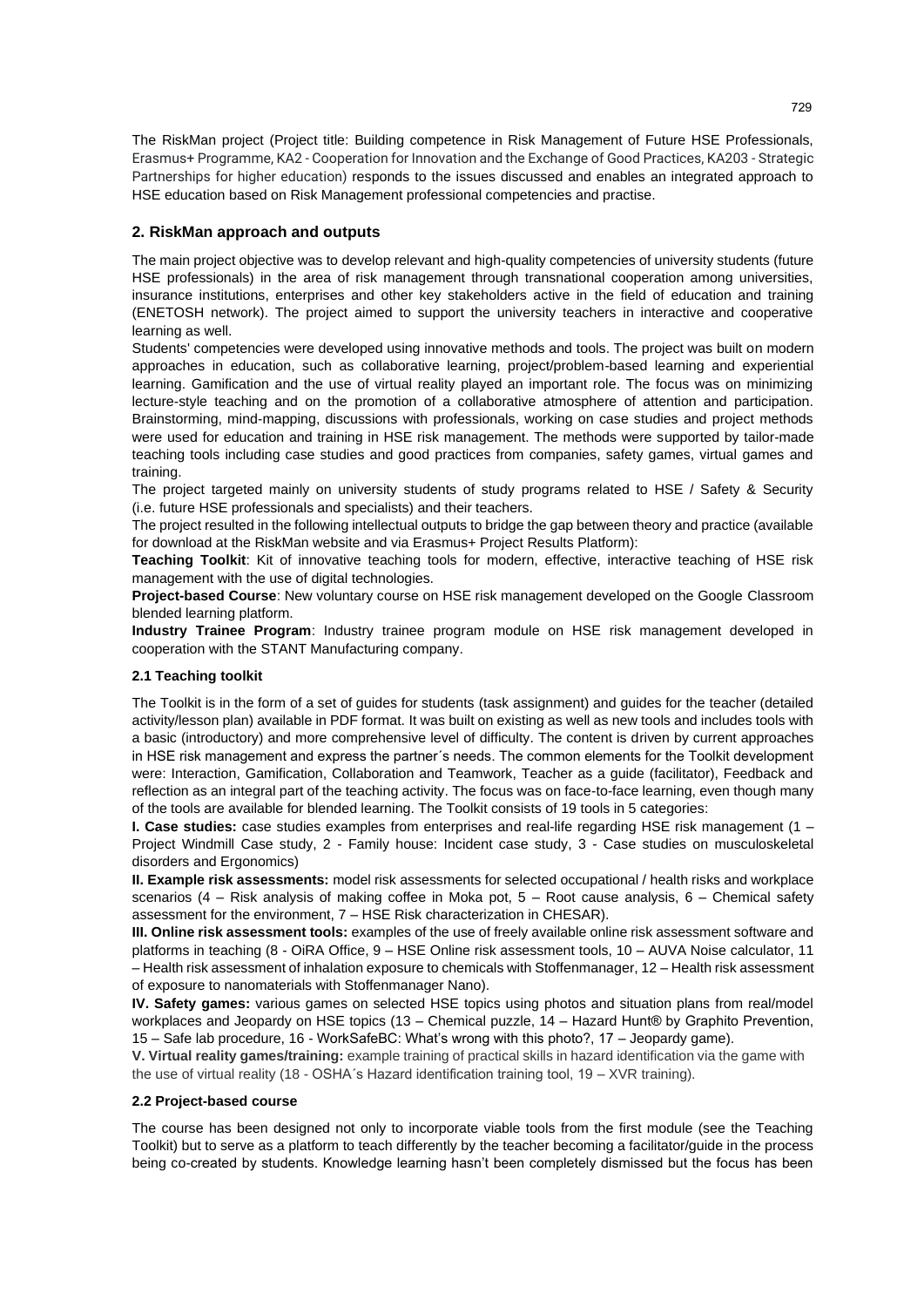The RiskMan project (Project title: Building competence in Risk Management of Future HSE Professionals, Erasmus+ Programme, KA2 - Cooperation for Innovation and the Exchange of Good Practices, KA203 - Strategic Partnerships for higher education) responds to the issues discussed and enables an integrated approach to HSE education based on Risk Management professional competencies and practise.

## 2. RiskMan approach and outputs

The main project objective was to develop relevant and high-quality competencies of university students (future HSE professionals) in the area of risk management through transnational cooperation among universities, insurance institutions, enterprises and other key stakeholders active in the field of education and training (ENETOSH network). The project aimed to support the university teachers in interactive and cooperative learning as well.

Students' competencies were developed using innovative methods and tools. The project was built on modern approaches in education, such as collaborative learning, project/problem-based learning and experiential learning. Gamification and the use of virtual reality played an important role. The focus was on minimizing lecture-style teaching and on the promotion of a collaborative atmosphere of attention and participation. Brainstorming, mind-mapping, discussions with professionals, working on case studies and project methods were used for education and training in HSE risk management. The methods were supported by tailor-made teaching tools including case studies and good practices from companies, safety games, virtual games and training.

The project targeted mainly on university students of study programs related to HSE / Safety & Security (i.e. future HSE professionals and specialists) and their teachers.

The project resulted in the following intellectual outputs to bridge the gap between theory and practice (available for download at the RiskMan website and via Erasmus+ Project Results Platform):

**Teaching Toolkit**: Kit of innovative teaching tools for modern, effective, interactive teaching of HSE risk management with the use of digital technologies.

**Project-based Course**: New voluntary course on HSE risk management developed on the Google Classroom blended learning platform.

**Industry Trainee Program**: Industry trainee program module on HSE risk management developed in cooperation with the STANT Manufacturing company.

### 2.1 Teaching toolkit

The Toolkit is in the form of a set of guides for students (task assignment) and guides for the teacher (detailed activity/lesson plan) available in PDF format. It was built on existing as well as new tools and includes tools with a basic (introductory) and more comprehensive level of difficulty. The content is driven by current approaches in HSE risk management and express the partner´s needs. The common elements for the Toolkit development were: Interaction, Gamification, Collaboration and Teamwork, Teacher as a guide (facilitator), Feedback and reflection as an integral part of the teaching activity. The focus was on face-to-face learning, even though many of the tools are available for blended learning. The Toolkit consists of 19 tools in 5 categories:

**I. Case studies:** case studies examples from enterprises and real-life regarding HSE risk management (1 – Project Windmill Case study, 2 - Family house: Incident case study, 3 - Case studies on musculoskeletal disorders and Ergonomics)

**II. Example risk assessments:** model risk assessments for selected occupational / health risks and workplace scenarios (4 – Risk analysis of making coffee in Moka pot, 5 – Root cause analysis, 6 – Chemical safety assessment for the environment, 7 – HSE Risk characterization in CHESAR).

**III. Online risk assessment tools:** examples of the use of freely available online risk assessment software and platforms in teaching (8 - OiRA Office, 9 – HSE Online risk assessment tools, 10 – AUVA Noise calculator, 11 – Health risk assessment of inhalation exposure to chemicals with Stoffenmanager, 12 – Health risk assessment of exposure to nanomaterials with Stoffenmanager Nano).

**IV. Safety games:** various games on selected HSE topics using photos and situation plans from real/model workplaces and Jeopardy on HSE topics (13 – Chemical puzzle, 14 – Hazard Hunt® by Graphito Prevention, 15 – Safe lab procedure, 16 - WorkSafeBC: What's wrong with this photo?, 17 – Jeopardy game).

**V. Virtual reality games/training:** example training of practical skills in hazard identification via the game with the use of virtual reality (18 - OSHA´s Hazard identification training tool, 19 – XVR training).

### 2.2 Project-based course

The course has been designed not only to incorporate viable tools from the first module (see the Teaching Toolkit) but to serve as a platform to teach differently by the teacher becoming a facilitator/guide in the process being co-created by students. Knowledge learning hasn't been completely dismissed but the focus has been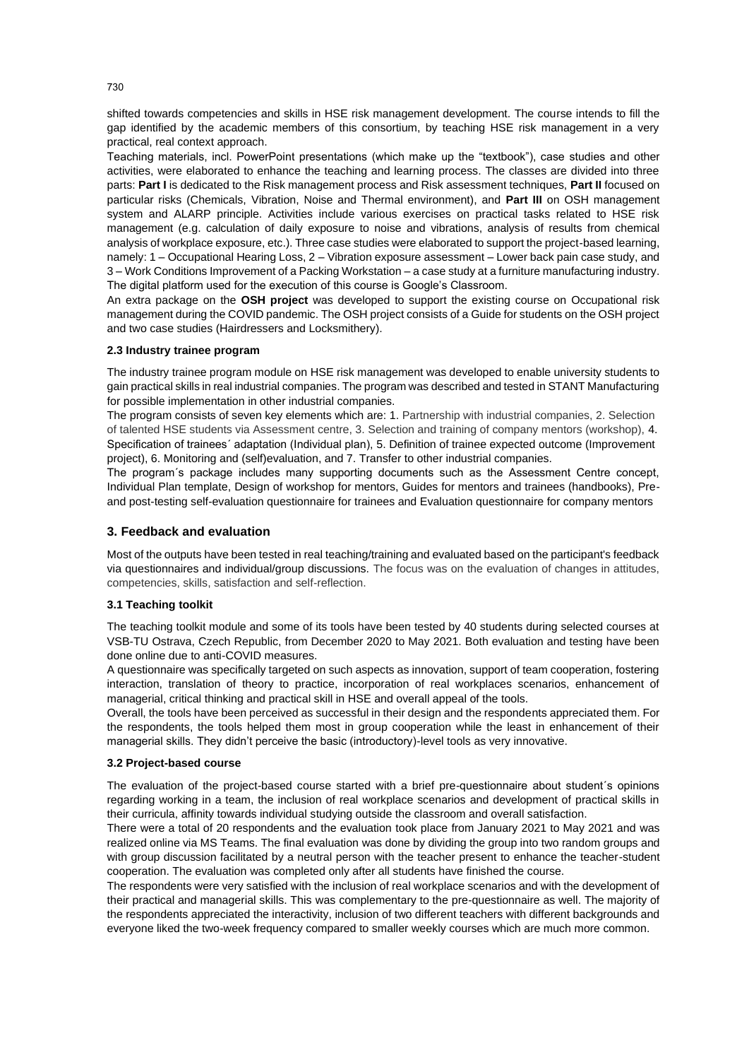shifted towards competencies and skills in HSE risk management development. The course intends to fill the gap identified by the academic members of this consortium, by teaching HSE risk management in a very practical, real context approach.

Teaching materials, incl. PowerPoint presentations (which make up the "textbook"), case studies and other activities, were elaborated to enhance the teaching and learning process. The classes are divided into three parts: **Part I** is dedicated to the Risk management process and Risk assessment techniques, **Part II** focused on particular risks (Chemicals, Vibration, Noise and Thermal environment), and **Part III** on OSH management system and ALARP principle. Activities include various exercises on practical tasks related to HSE risk management (e.g. calculation of daily exposure to noise and vibrations, analysis of results from chemical analysis of workplace exposure, etc.). Three case studies were elaborated to support the project-based learning, namely: 1 – Occupational Hearing Loss, 2 – Vibration exposure assessment – Lower back pain case study, and 3 – Work Conditions Improvement of a Packing Workstation – a case study at a furniture manufacturing industry. The digital platform used for the execution of this course is Google's Classroom.

An extra package on the **OSH project** was developed to support the existing course on Occupational risk management during the COVID pandemic. The OSH project consists of a Guide for students on the OSH project and two case studies (Hairdressers and Locksmithery).

### 2.3 Industry trainee program

The industry trainee program module on HSE risk management was developed to enable university students to gain practical skills in real industrial companies. The program was described and tested in STANT Manufacturing for possible implementation in other industrial companies.

The program consists of seven key elements which are: 1. Partnership with industrial companies, 2. Selection of talented HSE students via Assessment centre, 3. Selection and training of company mentors (workshop), 4. Specification of trainees´ adaptation (Individual plan), 5. Definition of trainee expected outcome (Improvement project), 6. Monitoring and (self)evaluation, and 7. Transfer to other industrial companies.

The program´s package includes many supporting documents such as the Assessment Centre concept, Individual Plan template, Design of workshop for mentors, Guides for mentors and trainees (handbooks), Pre- and post-testing self-evaluation questionnaire for trainees and Evaluation questionnaire for company mentors

## 3. Feedback and evaluation

Most of the outputs have been tested in real teaching/training and evaluated based on the participant's feedback via questionnaires and individual/group discussions. The focus was on the evaluation of changes in attitudes, competencies, skills, satisfaction and self-reflection.

### 3.1 Teaching toolkit

The teaching toolkit module and some of its tools have been tested by 40 students during selected courses at VSB-TU Ostrava, Czech Republic, from December 2020 to May 2021. Both evaluation and testing have been done online due to anti-COVID measures.

A questionnaire was specifically targeted on such aspects as innovation, support of team cooperation, fostering interaction, translation of theory to practice, incorporation of real workplaces scenarios, enhancement of managerial, critical thinking and practical skill in HSE and overall appeal of the tools.

Overall, the tools have been perceived as successful in their design and the respondents appreciated them. For the respondents, the tools helped them most in group cooperation while the least in enhancement of their managerial skills. They didn't perceive the basic (introductory)-level tools as very innovative.

### 3.2 Project-based course

The evaluation of the project-based course started with a brief pre-questionnaire about student´s opinions regarding working in a team, the inclusion of real workplace scenarios and development of practical skills in their curricula, affinity towards individual studying outside the classroom and overall satisfaction.

There were a total of 20 respondents and the evaluation took place from January 2021 to May 2021 and was realized online via MS Teams. The final evaluation was done by dividing the group into two random groups and with group discussion facilitated by a neutral person with the teacher present to enhance the teacher-student cooperation. The evaluation was completed only after all students have finished the course.

The respondents were very satisfied with the inclusion of real workplace scenarios and with the development of their practical and managerial skills. This was complementary to the pre-questionnaire as well. The majority of the respondents appreciated the interactivity, inclusion of two different teachers with different backgrounds and everyone liked the two-week frequency compared to smaller weekly courses which are much more common.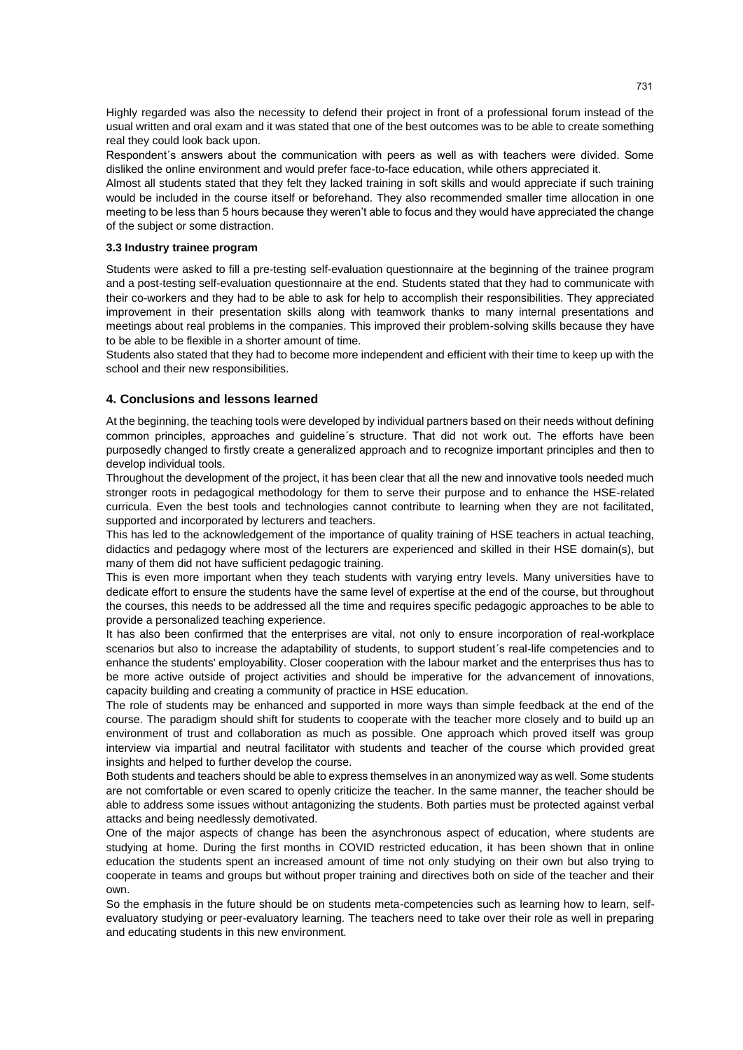Highly regarded was also the necessity to defend their project in front of a professional forum instead of the usual written and oral exam and it was stated that one of the best outcomes was to be able to create something real they could look back upon.

Respondent´s answers about the communication with peers as well as with teachers were divided. Some disliked the online environment and would prefer face-to-face education, while others appreciated it.

Almost all students stated that they felt they lacked training in soft skills and would appreciate if such training would be included in the course itself or beforehand. They also recommended smaller time allocation in one meeting to be less than 5 hours because they weren't able to focus and they would have appreciated the change of the subject or some distraction.

### 3.3 Industry trainee program

Students were asked to fill a pre-testing self-evaluation questionnaire at the beginning of the trainee program and a post-testing self-evaluation questionnaire at the end. Students stated that they had to communicate with their co-workers and they had to be able to ask for help to accomplish their responsibilities. They appreciated improvement in their presentation skills along with teamwork thanks to many internal presentations and meetings about real problems in the companies. This improved their problem-solving skills because they have to be able to be flexible in a shorter amount of time.

Students also stated that they had to become more independent and efficient with their time to keep up with the school and their new responsibilities.

## 4. Conclusions and lessons learned

At the beginning, the teaching tools were developed by individual partners based on their needs without defining common principles, approaches and guideline´s structure. That did not work out. The efforts have been purposedly changed to firstly create a generalized approach and to recognize important principles and then to develop individual tools.

Throughout the development of the project, it has been clear that all the new and innovative tools needed much stronger roots in pedagogical methodology for them to serve their purpose and to enhance the HSE-related curricula. Even the best tools and technologies cannot contribute to learning when they are not facilitated, supported and incorporated by lecturers and teachers.

This has led to the acknowledgement of the importance of quality training of HSE teachers in actual teaching, didactics and pedagogy where most of the lecturers are experienced and skilled in their HSE domain(s), but many of them did not have sufficient pedagogic training.

This is even more important when they teach students with varying entry levels. Many universities have to dedicate effort to ensure the students have the same level of expertise at the end of the course, but throughout the courses, this needs to be addressed all the time and requires specific pedagogic approaches to be able to provide a personalized teaching experience.

It has also been confirmed that the enterprises are vital, not only to ensure incorporation of real-workplace scenarios but also to increase the adaptability of students, to support student´s real-life competencies and to enhance the students' employability. Closer cooperation with the labour market and the enterprises thus has to be more active outside of project activities and should be imperative for the advancement of innovations, capacity building and creating a community of practice in HSE education.

The role of students may be enhanced and supported in more ways than simple feedback at the end of the course. The paradigm should shift for students to cooperate with the teacher more closely and to build up an environment of trust and collaboration as much as possible. One approach which proved itself was group interview via impartial and neutral facilitator with students and teacher of the course which provided great insights and helped to further develop the course.

Both students and teachers should be able to express themselves in an anonymized way as well. Some students are not comfortable or even scared to openly criticize the teacher. In the same manner, the teacher should be able to address some issues without antagonizing the students. Both parties must be protected against verbal attacks and being needlessly demotivated.

One of the major aspects of change has been the asynchronous aspect of education, where students are studying at home. During the first months in COVID restricted education, it has been shown that in online education the students spent an increased amount of time not only studying on their own but also trying to cooperate in teams and groups but without proper training and directives both on side of the teacher and their own.

So the emphasis in the future should be on students meta-competencies such as learning how to learn, self-evaluatory studying or peer-evaluatory learning. The teachers need to take over their role as well in preparing and educating students in this new environment.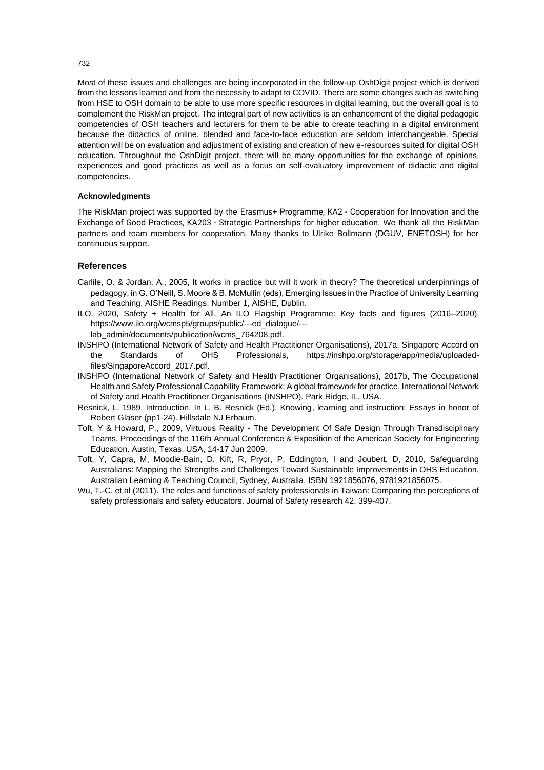Most of these issues and challenges are being incorporated in the follow-up OshDigit project which is derived from the lessons learned and from the necessity to adapt to COVID. There are some changes such as switching from HSE to OSH domain to be able to use more specific resources in digital learning, but the overall goal is to complement the RiskMan project. The integral part of new activities is an enhancement of the digital pedagogic competencies of OSH teachers and lecturers for them to be able to create teaching in a digital environment because the didactics of online, blended and face-to-face education are seldom interchangeable. Special attention will be on evaluation and adjustment of existing and creation of new e-resources suited for digital OSH education. Throughout the OshDigit project, there will be many opportunities for the exchange of opinions, experiences and good practices as well as a focus on self-evaluatory improvement of didactic and digital competencies.

**Acknowledgments**

The RiskMan project was supported by the Erasmus+ Programme, KA2 - Cooperation for Innovation and the Exchange of Good Practices, KA203 - Strategic Partnerships for higher education. We thank all the RiskMan partners and team members for cooperation. Many thanks to Ulrike Bollmann (DGUV, ENETOSH) for her continuous support.

## References

Carlile, O. & Jordan, A., 2005, It works in practice but will it work in theory? The theoretical underpinnings of pedagogy, in G. O'Neill, S. Moore & B. McMullin (eds), Emerging Issues in the Practice of University Learning and Teaching, AISHE Readings, Number 1, AISHE, Dublin.

ILO, 2020, Safety + Health for All. An ILO Flagship Programme: Key facts and figures (2016–2020), https://www.ilo.org/wcmsp5/groups/public/---ed_dialogue/---lab_admin/documents/publication/wcms_764208.pdf.

INSHPO (International Network of Safety and Health Practitioner Organisations), 2017a, Singapore Accord on the Standards of OHS Professionals, https://inshpo.org/storage/app/media/uploaded-files/SingaporeAccord_2017.pdf.

INSHPO (International Network of Safety and Health Practitioner Organisations), 2017b, The Occupational Health and Safety Professional Capability Framework: A global framework for practice. International Network of Safety and Health Practitioner Organisations (INSHPO). Park Ridge, IL, USA.

Resnick, L, 1989, Introduction. In L. B. Resnick (Ed.), Knowing, learning and instruction: Essays in honor of Robert Glaser (pp1-24). Hillsdale NJ Erbaum.

Toft, Y & Howard, P., 2009, Virtuous Reality - The Development Of Safe Design Through Transdisciplinary Teams, Proceedings of the 116th Annual Conference & Exposition of the American Society for Engineering Education. Austin, Texas, USA, 14-17 Jun 2009.

Toft, Y, Capra, M, Moodie-Bain, D, Kift, R, Pryor, P, Eddington, I and Joubert, D, 2010, Safeguarding Australians: Mapping the Strengths and Challenges Toward Sustainable Improvements in OHS Education, Australian Learning & Teaching Council, Sydney, Australia, ISBN 1921856076, 9781921856075.

Wu, T.-C. et al (2011). The roles and functions of safety professionals in Taiwan: Comparing the perceptions of safety professionals and safety educators. Journal of Safety research 42, 399-407.